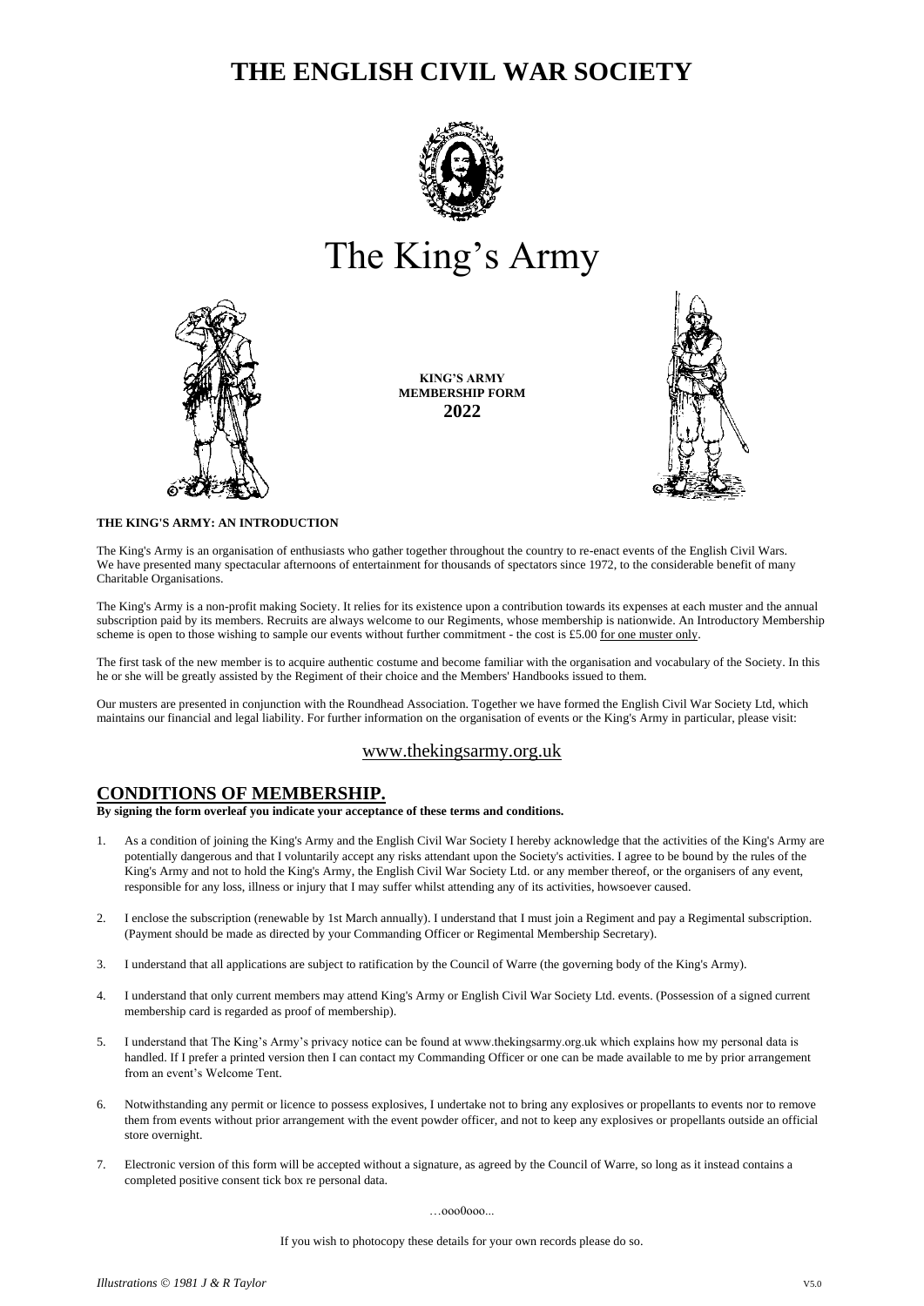# THE ENGLISH CIVIL WAR SOCIETY

# The King's Army

**KING'S ARMY MEMBERSHIP FORM 2022**

**THE KING'S ARMY: AN INTRODUCTION**

The King's Army is an organisation of enthusiasts who gather together throughout the country to re-enact events of the English Civil Wars. We have presented many spectacular afternoons of entertainment for thousands of spectators since 1972, to the considerable benefit of many Charitable Organisations.

The King's Army is a non-profit making Society. It relies for its existence upon a contribution towards its expenses at each muster and the annual subscription paid by its members. Recruits are always welcome to our Regiments, whose membership is nationwide. An Introductory Membership scheme is open to those wishing to sample our events without further commitment - the cost is £5.00 for one muster only.

The first task of the new member is to acquire authentic costume and become familiar with the organisation and vocabulary of the Society. In this he or she will be greatly assisted by the Regiment of their choice and the Members' Handbooks issued to them.

Our musters are presented in conjunction with the Roundhead Association. Together we have formed the English Civil War Society Ltd, which maintains our financial and legal liability. For further information on the organisation of events or the King's Army in particular, please visit:

www.thekingsarmy.org.uk

## CONDITIONS OF MEMBERSHIP.

**By signing the form overleaf you indicate your acceptance of these terms and conditions.**

1. As a condition of joining the King's Army and the English Civil War Society I hereby acknowledge that the activities of the King's Army are potentially dangerous and that I voluntarily accept any risks attendant upon the Society's activities. I agree to be bound by the rules of the King's Army and not to hold the King's Army, the English Civil War Society Ltd. or any member thereof, or the organisers of any event, responsible for any loss, illness or injury that I may suffer whilst attending any of its activities, howsoever caused.

2. I enclose the subscription (renewable by 1st March annually). I understand that I must join a Regiment and pay a Regimental subscription. (Payment should be made as directed by your Commanding Officer or Regimental Membership Secretary).

3. I understand that all applications are subject to ratification by the Council of Warre (the governing body of the King's Army).

4. I understand that only current members may attend King's Army or English Civil War Society Ltd. events. (Possession of a signed current membership card is regarded as proof of membership).

5. I understand that The King's Army's privacy notice can be found at www.thekingsarmy.org.uk which explains how my personal data is handled. If I prefer a printed version then I can contact my Commanding Officer or one can be made available to me by prior arrangement from an event's Welcome Tent.

6. Notwithstanding any permit or licence to possess explosives, I undertake not to bring any explosives or propellants to events nor to remove them from events without prior arrangement with the event powder officer, and not to keep any explosives or propellants outside an official store overnight.

7. Electronic version of this form will be accepted without a signature, as agreed by the Council of Warre, so long as it instead contains a completed positive consent tick box re personal data.

…ooo0ooo...

If you wish to photocopy these details for your own records please do so.

*Illustrations © 1981 J & R Taylor*

V5.0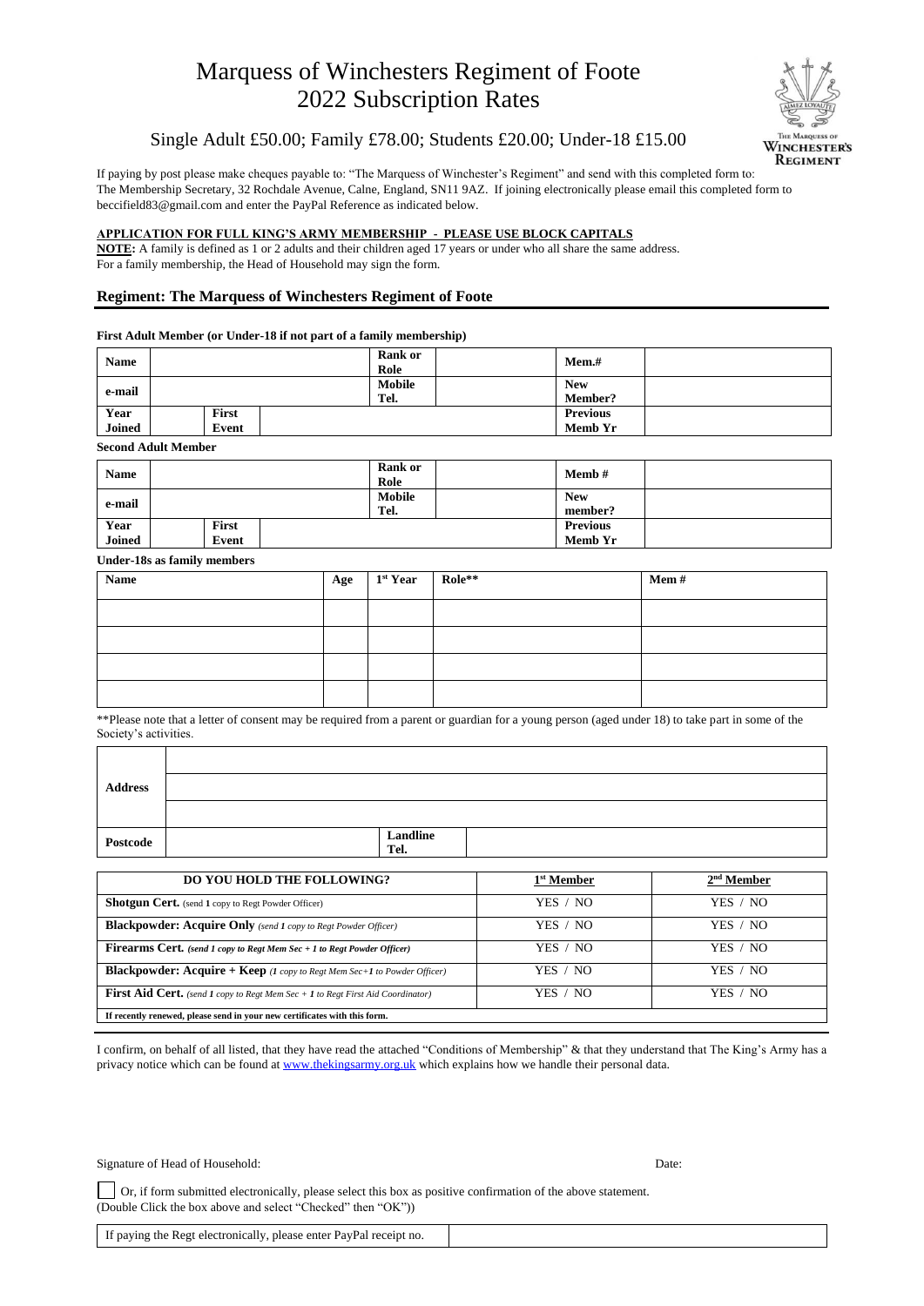# Marquess of Winchesters Regiment of Foote
# 2022 Subscription Rates

Single Adult £50.00; Family £78.00; Students £20.00; Under-18 £15.00

If paying by post please make cheques payable to: "The Marquess of Winchester's Regiment" and send with this completed form to: The Membership Secretary, 32 Rochdale Avenue, Calne, England, SN11 9AZ. If joining electronically please email this completed form to beccifield83@gmail.com and enter the PayPal Reference as indicated below.

**APPLICATION FOR FULL KING'S ARMY MEMBERSHIP - PLEASE USE BLOCK CAPITALS**

**NOTE:** A family is defined as 1 or 2 adults and their children aged 17 years or under who all share the same address. For a family membership, the Head of Household may sign the form.

## Regiment: The Marquess of Winchesters Regiment of Foote

**First Adult Member (or Under-18 if not part of a family membership)**

| | | | | | | |
|---|---|---|---|---|---|---|
| **Name** | | | **Rank or Role** | | **Mem.#** | |
| **e-mail** | | | **Mobile Tel.** | | **New Member?** | |
| **Year Joined** | | **First Event** | | | **Previous Memb Yr** | |

**Second Adult Member**

| | | | | | | |
|---|---|---|---|---|---|---|
| **Name** | | | **Rank or Role** | | **Memb #** | |
| **e-mail** | | | **Mobile Tel.** | | **New member?** | |
| **Year Joined** | | **First Event** | | | **Previous Memb Yr** | |

**Under-18s as family members**

| Name | Age | 1st Year | Role** | Mem # |
|---|---|---|---|---|
| | | | | |
| | | | | |
| | | | | |
| | | | | |

**Please note that a letter of consent may be required from a parent or guardian for a young person (aged under 18) to take part in some of the Society's activities.

| | | | |
|---|---|---|---|
| **Address** | | | |
| | | | |
| | | | |
| **Postcode** | | **Landline Tel.** | |

| DO YOU HOLD THE FOLLOWING? | 1st Member | 2nd Member |
|---|---|---|
| **Shotgun Cert.** (send **1** copy to Regt Powder Officer) | YES / NO | YES / NO |
| **Blackpowder: Acquire Only** *(send **1** copy to Regt Powder Officer)* | YES / NO | YES / NO |
| **Firearms Cert.** *(send **1** copy to Regt Mem Sec + **1** to Regt Powder Officer)* | YES / NO | YES / NO |
| **Blackpowder: Acquire + Keep** *(**1** copy to Regt Mem Sec+**1** to Powder Officer)* | YES / NO | YES / NO |
| **First Aid Cert.** *(send **1** copy to Regt Mem Sec + **1** to Regt First Aid Coordinator)* | YES / NO | YES / NO |
| **If recently renewed, please send in your new certificates with this form.** | | |

I confirm, on behalf of all listed, that they have read the attached "Conditions of Membership" & that they understand that The King's Army has a privacy notice which can be found at www.thekingsarmy.org.uk which explains how we handle their personal data.

Signature of Head of Household: Date:

☐ Or, if form submitted electronically, please select this box as positive confirmation of the above statement.
(Double Click the box above and select "Checked" then "OK"))

| | |
|---|---|
| If paying the Regt electronically, please enter PayPal receipt no. | |